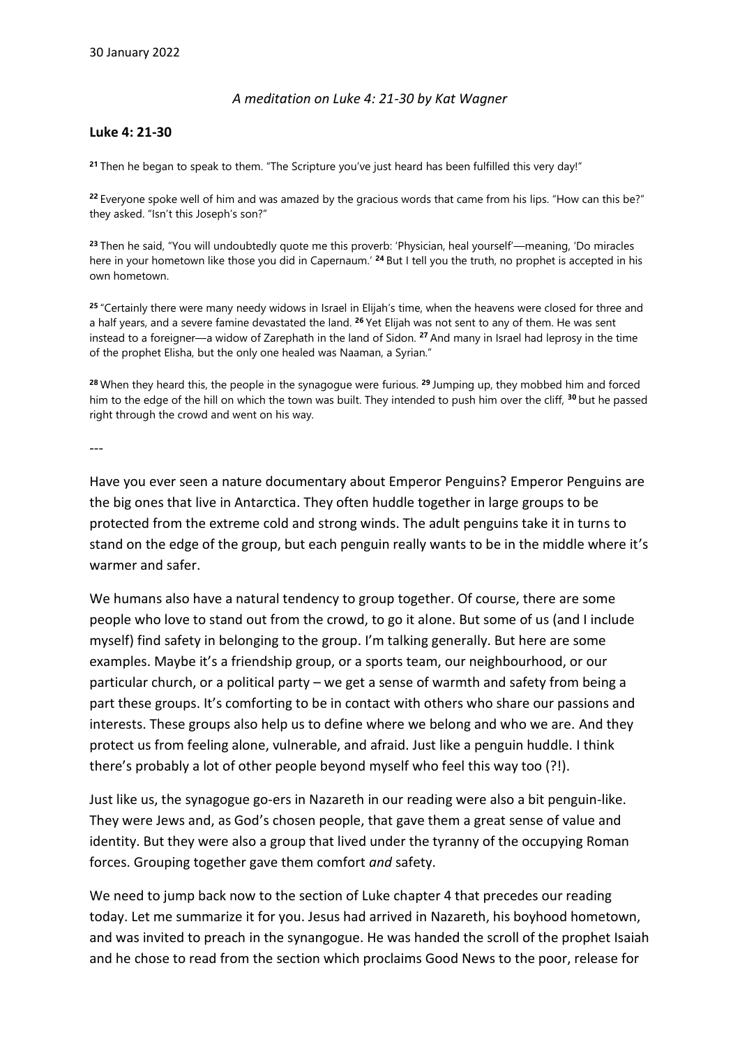30 January 2022

*A meditation on Luke 4: 21-30 by Kat Wagner*

**Luke 4: 21-30**

[21] Then he began to speak to them. "The Scripture you've just heard has been fulfilled this very day!"

[22] Everyone spoke well of him and was amazed by the gracious words that came from his lips. "How can this be?" they asked. "Isn't this Joseph's son?"

[23] Then he said, "You will undoubtedly quote me this proverb: 'Physician, heal yourself'—meaning, 'Do miracles here in your hometown like those you did in Capernaum.' [24] But I tell you the truth, no prophet is accepted in his own hometown.

[25] "Certainly there were many needy widows in Israel in Elijah's time, when the heavens were closed for three and a half years, and a severe famine devastated the land. [26] Yet Elijah was not sent to any of them. He was sent instead to a foreigner—a widow of Zarephath in the land of Sidon. [27] And many in Israel had leprosy in the time of the prophet Elisha, but the only one healed was Naaman, a Syrian."

[28] When they heard this, the people in the synagogue were furious. [29] Jumping up, they mobbed him and forced him to the edge of the hill on which the town was built. They intended to push him over the cliff, [30] but he passed right through the crowd and went on his way.

---

Have you ever seen a nature documentary about Emperor Penguins? Emperor Penguins are the big ones that live in Antarctica. They often huddle together in large groups to be protected from the extreme cold and strong winds. The adult penguins take it in turns to stand on the edge of the group, but each penguin really wants to be in the middle where it's warmer and safer.

We humans also have a natural tendency to group together. Of course, there are some people who love to stand out from the crowd, to go it alone. But some of us (and I include myself) find safety in belonging to the group. I'm talking generally. But here are some examples. Maybe it's a friendship group, or a sports team, our neighbourhood, or our particular church, or a political party – we get a sense of warmth and safety from being a part these groups. It's comforting to be in contact with others who share our passions and interests. These groups also help us to define where we belong and who we are. And they protect us from feeling alone, vulnerable, and afraid. Just like a penguin huddle. I think there's probably a lot of other people beyond myself who feel this way too (?!).

Just like us, the synagogue go-ers in Nazareth in our reading were also a bit penguin-like. They were Jews and, as God's chosen people, that gave them a great sense of value and identity. But they were also a group that lived under the tyranny of the occupying Roman forces. Grouping together gave them comfort *and* safety.

We need to jump back now to the section of Luke chapter 4 that precedes our reading today. Let me summarize it for you. Jesus had arrived in Nazareth, his boyhood hometown, and was invited to preach in the synangogue. He was handed the scroll of the prophet Isaiah and he chose to read from the section which proclaims Good News to the poor, release for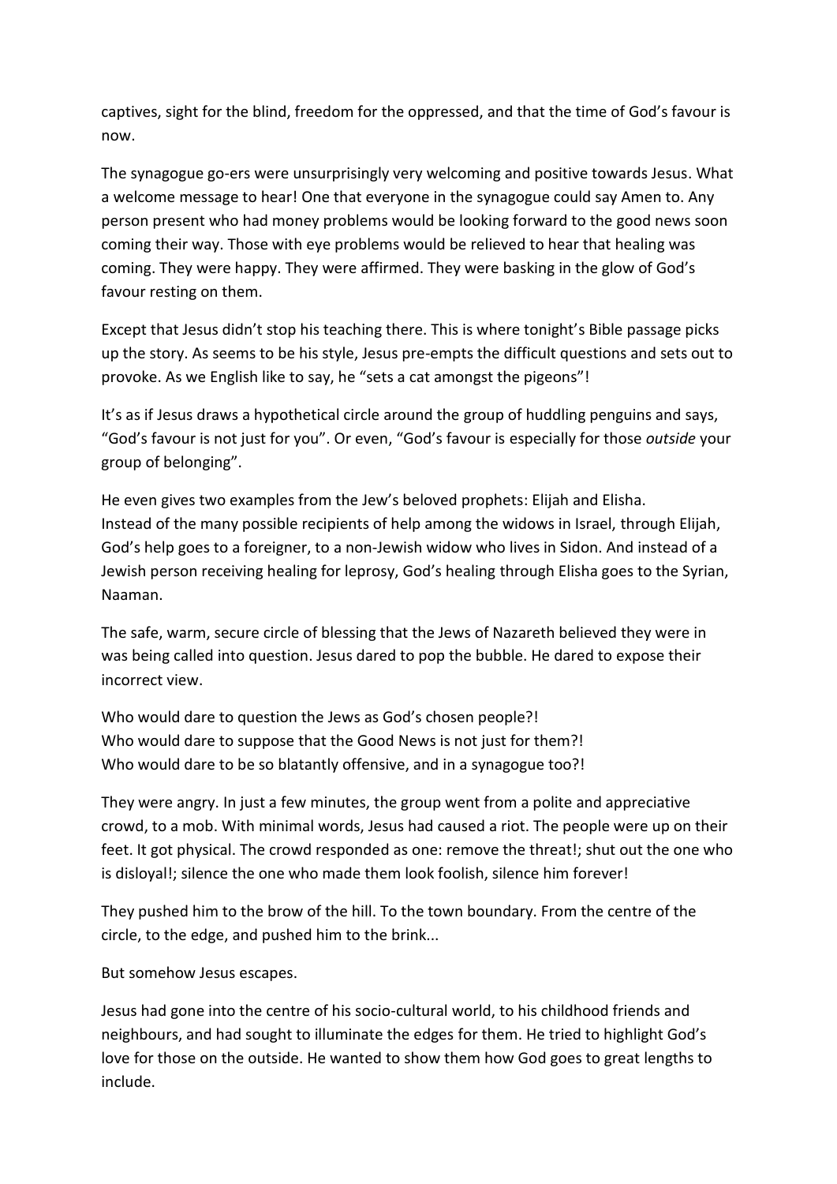captives, sight for the blind, freedom for the oppressed, and that the time of God's favour is now.

The synagogue go-ers were unsurprisingly very welcoming and positive towards Jesus. What a welcome message to hear! One that everyone in the synagogue could say Amen to. Any person present who had money problems would be looking forward to the good news soon coming their way. Those with eye problems would be relieved to hear that healing was coming. They were happy. They were affirmed. They were basking in the glow of God's favour resting on them.

Except that Jesus didn't stop his teaching there. This is where tonight's Bible passage picks up the story. As seems to be his style, Jesus pre-empts the difficult questions and sets out to provoke. As we English like to say, he "sets a cat amongst the pigeons"!

It's as if Jesus draws a hypothetical circle around the group of huddling penguins and says, "God's favour is not just for you". Or even, "God's favour is especially for those *outside* your group of belonging".

He even gives two examples from the Jew's beloved prophets: Elijah and Elisha.
Instead of the many possible recipients of help among the widows in Israel, through Elijah, God's help goes to a foreigner, to a non-Jewish widow who lives in Sidon. And instead of a Jewish person receiving healing for leprosy, God's healing through Elisha goes to the Syrian, Naaman.

The safe, warm, secure circle of blessing that the Jews of Nazareth believed they were in was being called into question. Jesus dared to pop the bubble. He dared to expose their incorrect view.

Who would dare to question the Jews as God's chosen people?!
Who would dare to suppose that the Good News is not just for them?!
Who would dare to be so blatantly offensive, and in a synagogue too?!

They were angry. In just a few minutes, the group went from a polite and appreciative crowd, to a mob. With minimal words, Jesus had caused a riot. The people were up on their feet. It got physical. The crowd responded as one: remove the threat!; shut out the one who is disloyal!; silence the one who made them look foolish, silence him forever!

They pushed him to the brow of the hill. To the town boundary. From the centre of the circle, to the edge, and pushed him to the brink...

But somehow Jesus escapes.

Jesus had gone into the centre of his socio-cultural world, to his childhood friends and neighbours, and had sought to illuminate the edges for them. He tried to highlight God's love for those on the outside. He wanted to show them how God goes to great lengths to include.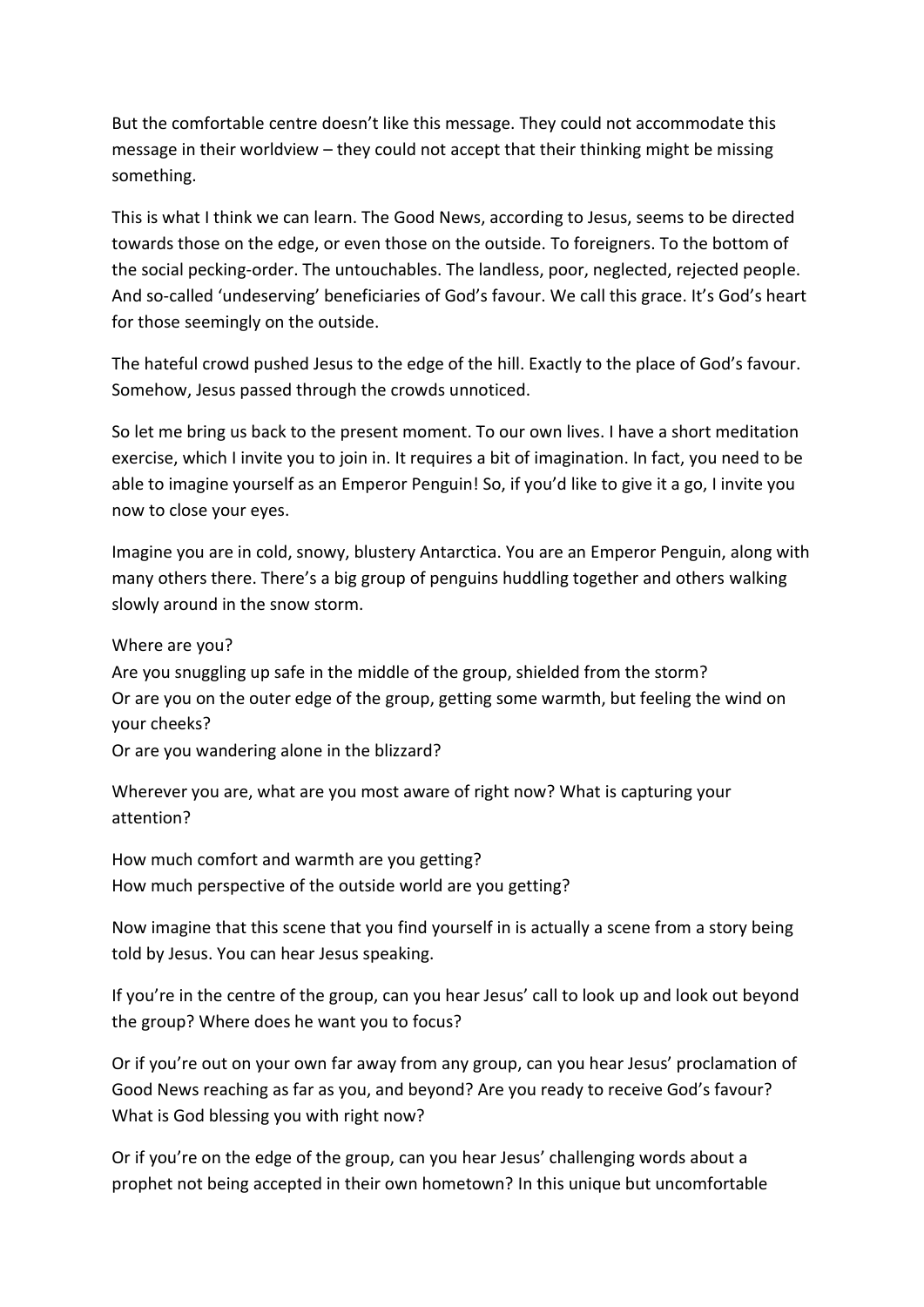But the comfortable centre doesn't like this message. They could not accommodate this message in their worldview – they could not accept that their thinking might be missing something.

This is what I think we can learn. The Good News, according to Jesus, seems to be directed towards those on the edge, or even those on the outside. To foreigners. To the bottom of the social pecking-order. The untouchables. The landless, poor, neglected, rejected people. And so-called 'undeserving' beneficiaries of God's favour. We call this grace. It's God's heart for those seemingly on the outside.

The hateful crowd pushed Jesus to the edge of the hill. Exactly to the place of God's favour. Somehow, Jesus passed through the crowds unnoticed.

So let me bring us back to the present moment. To our own lives. I have a short meditation exercise, which I invite you to join in. It requires a bit of imagination. In fact, you need to be able to imagine yourself as an Emperor Penguin! So, if you'd like to give it a go, I invite you now to close your eyes.

Imagine you are in cold, snowy, blustery Antarctica. You are an Emperor Penguin, along with many others there. There's a big group of penguins huddling together and others walking slowly around in the snow storm.

Where are you?
Are you snuggling up safe in the middle of the group, shielded from the storm?
Or are you on the outer edge of the group, getting some warmth, but feeling the wind on your cheeks?
Or are you wandering alone in the blizzard?

Wherever you are, what are you most aware of right now? What is capturing your attention?

How much comfort and warmth are you getting?
How much perspective of the outside world are you getting?

Now imagine that this scene that you find yourself in is actually a scene from a story being told by Jesus. You can hear Jesus speaking.

If you're in the centre of the group, can you hear Jesus' call to look up and look out beyond the group? Where does he want you to focus?

Or if you're out on your own far away from any group, can you hear Jesus' proclamation of Good News reaching as far as you, and beyond? Are you ready to receive God's favour? What is God blessing you with right now?

Or if you're on the edge of the group, can you hear Jesus' challenging words about a prophet not being accepted in their own hometown? In this unique but uncomfortable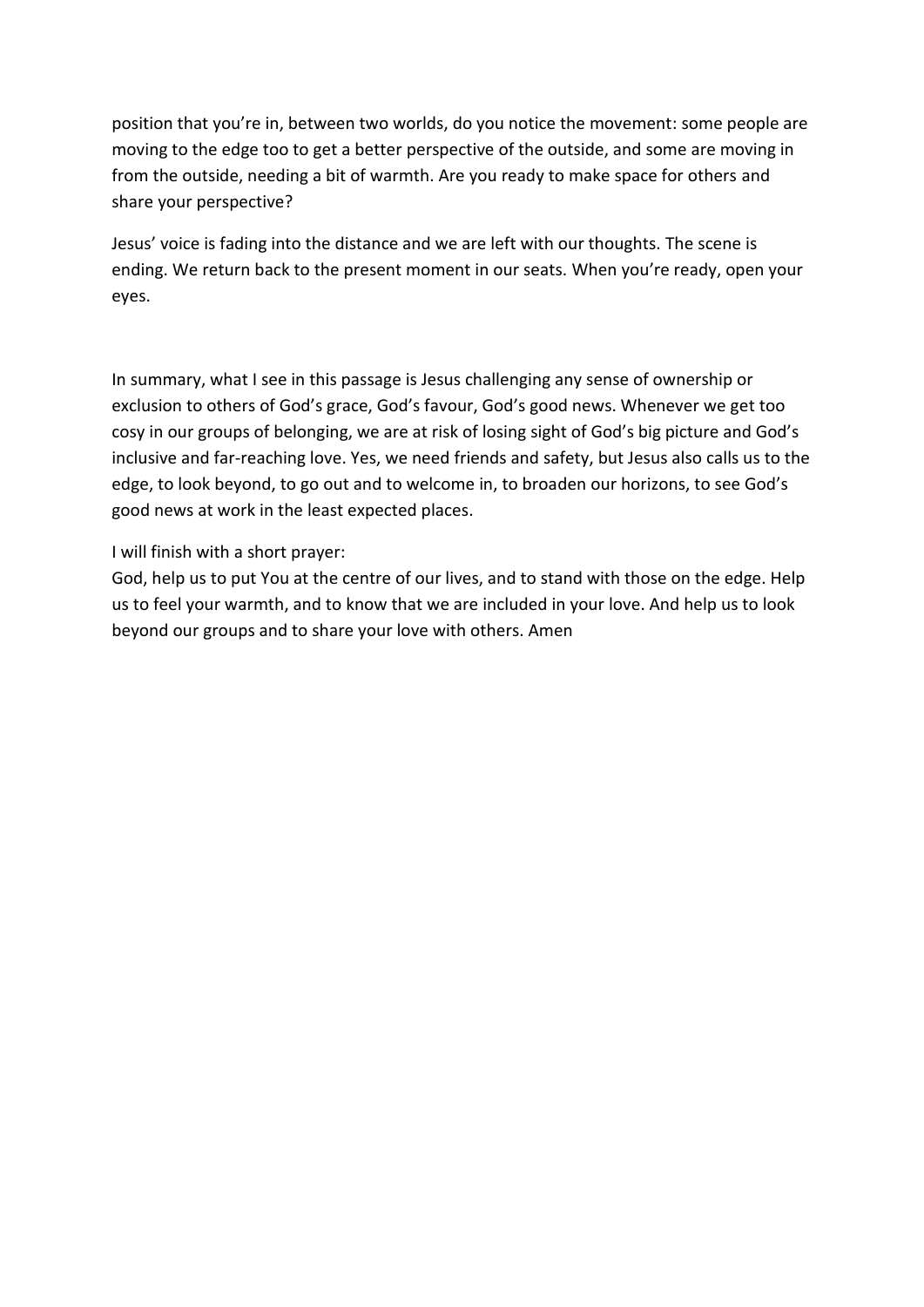position that you're in, between two worlds, do you notice the movement: some people are moving to the edge too to get a better perspective of the outside, and some are moving in from the outside, needing a bit of warmth. Are you ready to make space for others and share your perspective?

Jesus' voice is fading into the distance and we are left with our thoughts. The scene is ending. We return back to the present moment in our seats. When you're ready, open your eyes.

In summary, what I see in this passage is Jesus challenging any sense of ownership or exclusion to others of God's grace, God's favour, God's good news. Whenever we get too cosy in our groups of belonging, we are at risk of losing sight of God's big picture and God's inclusive and far-reaching love. Yes, we need friends and safety, but Jesus also calls us to the edge, to look beyond, to go out and to welcome in, to broaden our horizons, to see God's good news at work in the least expected places.

I will finish with a short prayer:
God, help us to put You at the centre of our lives, and to stand with those on the edge. Help us to feel your warmth, and to know that we are included in your love. And help us to look beyond our groups and to share your love with others. Amen